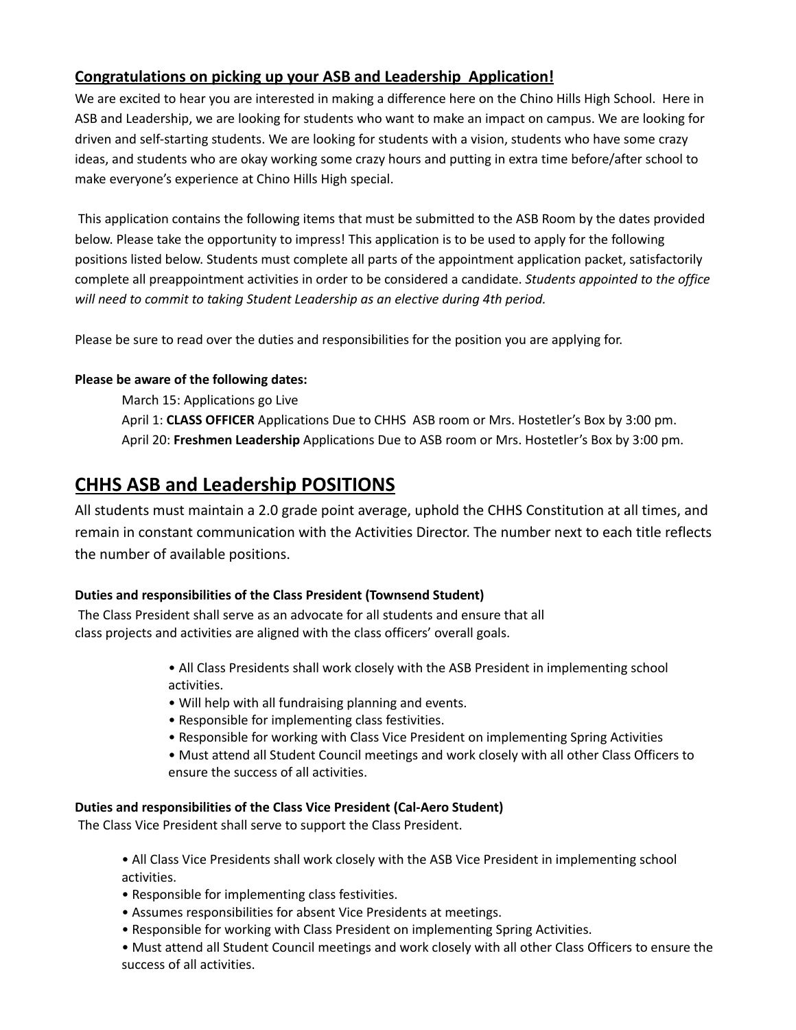### Congratulations on picking up your ASB and Leadership Application!

We are excited to hear you are interested in making a difference here on the Chino Hills High School. Here in ASB and Leadership, we are looking for students who want to make an impact on campus. We are looking for driven and self-starting students. We are looking for students with a vision, students who have some crazy ideas, and students who are okay working some crazy hours and putting in extra time before/after school to make everyone's experience at Chino Hills High special.

This application contains the following items that must be submitted to the ASB Room by the dates provided below. Please take the opportunity to impress! This application is to be used to apply for the following positions listed below. Students must complete all parts of the appointment application packet, satisfactorily complete all preappointment activities in order to be considered a candidate. *Students appointed to the office will need to commit to taking Student Leadership as an elective during 4th period.*

Please be sure to read over the duties and responsibilities for the position you are applying for.

**Please be aware of the following dates:**

March 15: Applications go Live
April 1: **CLASS OFFICER** Applications Due to CHHS ASB room or Mrs. Hostetler's Box by 3:00 pm.
April 20: **Freshmen Leadership** Applications Due to ASB room or Mrs. Hostetler's Box by 3:00 pm.

## CHHS ASB and Leadership POSITIONS

All students must maintain a 2.0 grade point average, uphold the CHHS Constitution at all times, and remain in constant communication with the Activities Director. The number next to each title reflects the number of available positions.

**Duties and responsibilities of the Class President (Townsend Student)**

The Class President shall serve as an advocate for all students and ensure that all class projects and activities are aligned with the class officers' overall goals.

- All Class Presidents shall work closely with the ASB President in implementing school activities.
- Will help with all fundraising planning and events.
- Responsible for implementing class festivities.
- Responsible for working with Class Vice President on implementing Spring Activities
- Must attend all Student Council meetings and work closely with all other Class Officers to ensure the success of all activities.

**Duties and responsibilities of the Class Vice President (Cal-Aero Student)**

The Class Vice President shall serve to support the Class President.

- All Class Vice Presidents shall work closely with the ASB Vice President in implementing school activities.
- Responsible for implementing class festivities.
- Assumes responsibilities for absent Vice Presidents at meetings.
- Responsible for working with Class President on implementing Spring Activities.
- Must attend all Student Council meetings and work closely with all other Class Officers to ensure the success of all activities.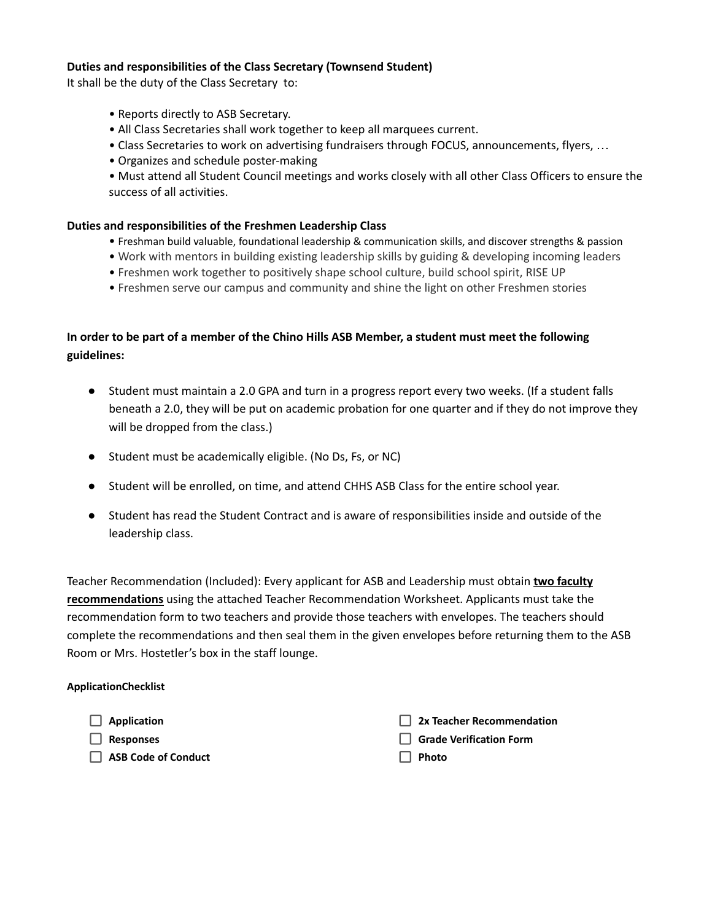**Duties and responsibilities of the Class Secretary (Townsend Student)**

It shall be the duty of the Class Secretary to:

- Reports directly to ASB Secretary.
- All Class Secretaries shall work together to keep all marquees current.
- Class Secretaries to work on advertising fundraisers through FOCUS, announcements, flyers, …
- Organizes and schedule poster-making
- Must attend all Student Council meetings and works closely with all other Class Officers to ensure the success of all activities.

**Duties and responsibilities of the Freshmen Leadership Class**

- Freshman build valuable, foundational leadership & communication skills, and discover strengths & passion
- Work with mentors in building existing leadership skills by guiding & developing incoming leaders
- Freshmen work together to positively shape school culture, build school spirit, RISE UP
- Freshmen serve our campus and community and shine the light on other Freshmen stories

**In order to be part of a member of the Chino Hills ASB Member, a student must meet the following guidelines:**

- Student must maintain a 2.0 GPA and turn in a progress report every two weeks. (If a student falls beneath a 2.0, they will be put on academic probation for one quarter and if they do not improve they will be dropped from the class.)
- Student must be academically eligible. (No Ds, Fs, or NC)
- Student will be enrolled, on time, and attend CHHS ASB Class for the entire school year.
- Student has read the Student Contract and is aware of responsibilities inside and outside of the leadership class.

Teacher Recommendation (Included): Every applicant for ASB and Leadership must obtain **two faculty recommendations** using the attached Teacher Recommendation Worksheet. Applicants must take the recommendation form to two teachers and provide those teachers with envelopes. The teachers should complete the recommendations and then seal them in the given envelopes before returning them to the ASB Room or Mrs. Hostetler's box in the staff lounge.

**ApplicationChecklist**

- [ ] **Application**
- [ ] **Responses**
- [ ] **ASB Code of Conduct**
- [ ] **2x Teacher Recommendation**
- [ ] **Grade Verification Form**
- [ ] **Photo**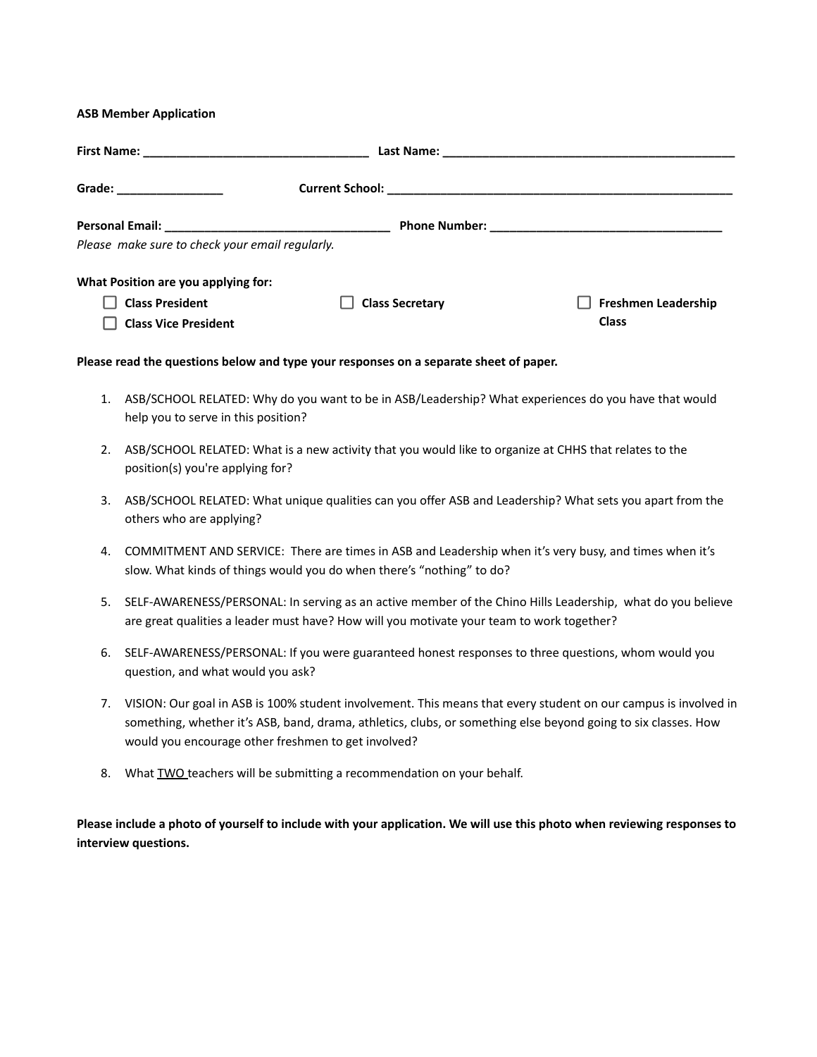**ASB Member Application**

**First Name:** ________________________________ **Last Name:** ___________________________________________

**Grade:** ________________ **Current School:** ____________________________________________________

**Personal Email:** ________________________________ **Phone Number:** __________________________________

*Please make sure to check your email regularly.*

**What Position are you applying for:**

- ☐ **Class President**
- ☐ **Class Vice President**
- ☐ **Class Secretary**
- ☐ **Freshmen Leadership Class**

**Please read the questions below and type your responses on a separate sheet of paper.**

1. ASB/SCHOOL RELATED: Why do you want to be in ASB/Leadership? What experiences do you have that would help you to serve in this position?
2. ASB/SCHOOL RELATED: What is a new activity that you would like to organize at CHHS that relates to the position(s) you're applying for?
3. ASB/SCHOOL RELATED: What unique qualities can you offer ASB and Leadership? What sets you apart from the others who are applying?
4. COMMITMENT AND SERVICE: There are times in ASB and Leadership when it's very busy, and times when it's slow. What kinds of things would you do when there's "nothing" to do?
5. SELF-AWARENESS/PERSONAL: In serving as an active member of the Chino Hills Leadership, what do you believe are great qualities a leader must have? How will you motivate your team to work together?
6. SELF-AWARENESS/PERSONAL: If you were guaranteed honest responses to three questions, whom would you question, and what would you ask?
7. VISION: Our goal in ASB is 100% student involvement. This means that every student on our campus is involved in something, whether it's ASB, band, drama, athletics, clubs, or something else beyond going to six classes. How would you encourage other freshmen to get involved?
8. What <u>TWO</u> teachers will be submitting a recommendation on your behalf.

**Please include a photo of yourself to include with your application. We will use this photo when reviewing responses to interview questions.**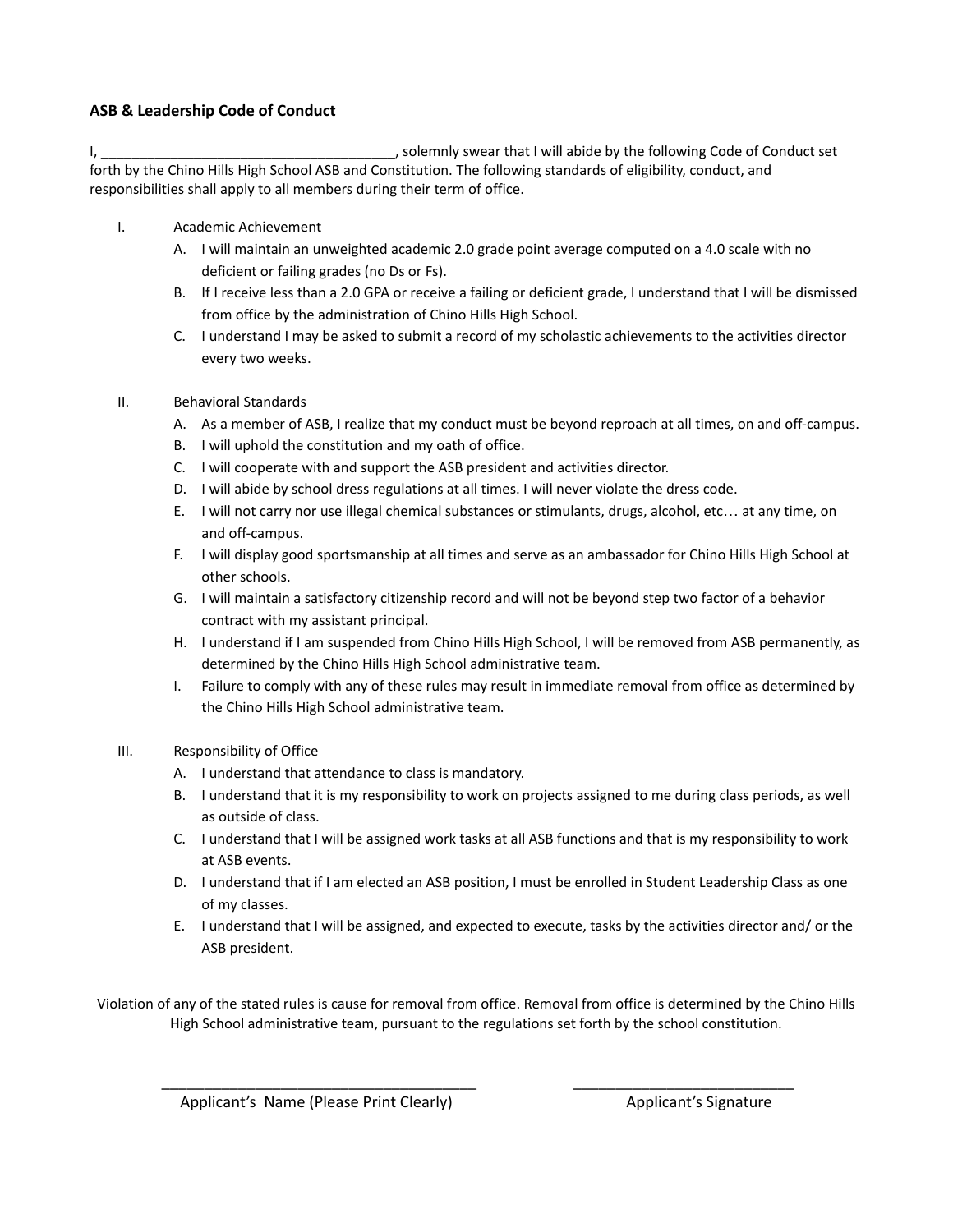**ASB & Leadership Code of Conduct**

I, ______________________________________, solemnly swear that I will abide by the following Code of Conduct set forth by the Chino Hills High School ASB and Constitution. The following standards of eligibility, conduct, and responsibilities shall apply to all members during their term of office.

I. Academic Achievement
   - A. I will maintain an unweighted academic 2.0 grade point average computed on a 4.0 scale with no deficient or failing grades (no Ds or Fs).
   - B. If I receive less than a 2.0 GPA or receive a failing or deficient grade, I understand that I will be dismissed from office by the administration of Chino Hills High School.
   - C. I understand I may be asked to submit a record of my scholastic achievements to the activities director every two weeks.

II. Behavioral Standards
   - A. As a member of ASB, I realize that my conduct must be beyond reproach at all times, on and off-campus.
   - B. I will uphold the constitution and my oath of office.
   - C. I will cooperate with and support the ASB president and activities director.
   - D. I will abide by school dress regulations at all times. I will never violate the dress code.
   - E. I will not carry nor use illegal chemical substances or stimulants, drugs, alcohol, etc… at any time, on and off-campus.
   - F. I will display good sportsmanship at all times and serve as an ambassador for Chino Hills High School at other schools.
   - G. I will maintain a satisfactory citizenship record and will not be beyond step two factor of a behavior contract with my assistant principal.
   - H. I understand if I am suspended from Chino Hills High School, I will be removed from ASB permanently, as determined by the Chino Hills High School administrative team.
   - I. Failure to comply with any of these rules may result in immediate removal from office as determined by the Chino Hills High School administrative team.

III. Responsibility of Office
   - A. I understand that attendance to class is mandatory.
   - B. I understand that it is my responsibility to work on projects assigned to me during class periods, as well as outside of class.
   - C. I understand that I will be assigned work tasks at all ASB functions and that is my responsibility to work at ASB events.
   - D. I understand that if I am elected an ASB position, I must be enrolled in Student Leadership Class as one of my classes.
   - E. I understand that I will be assigned, and expected to execute, tasks by the activities director and/ or the ASB president.

Violation of any of the stated rules is cause for removal from office. Removal from office is determined by the Chino Hills High School administrative team, pursuant to the regulations set forth by the school constitution.

_______________________________________ &nbsp;&nbsp;&nbsp;&nbsp; ___________________________

Applicant's Name (Please Print Clearly) &nbsp;&nbsp;&nbsp;&nbsp; Applicant's Signature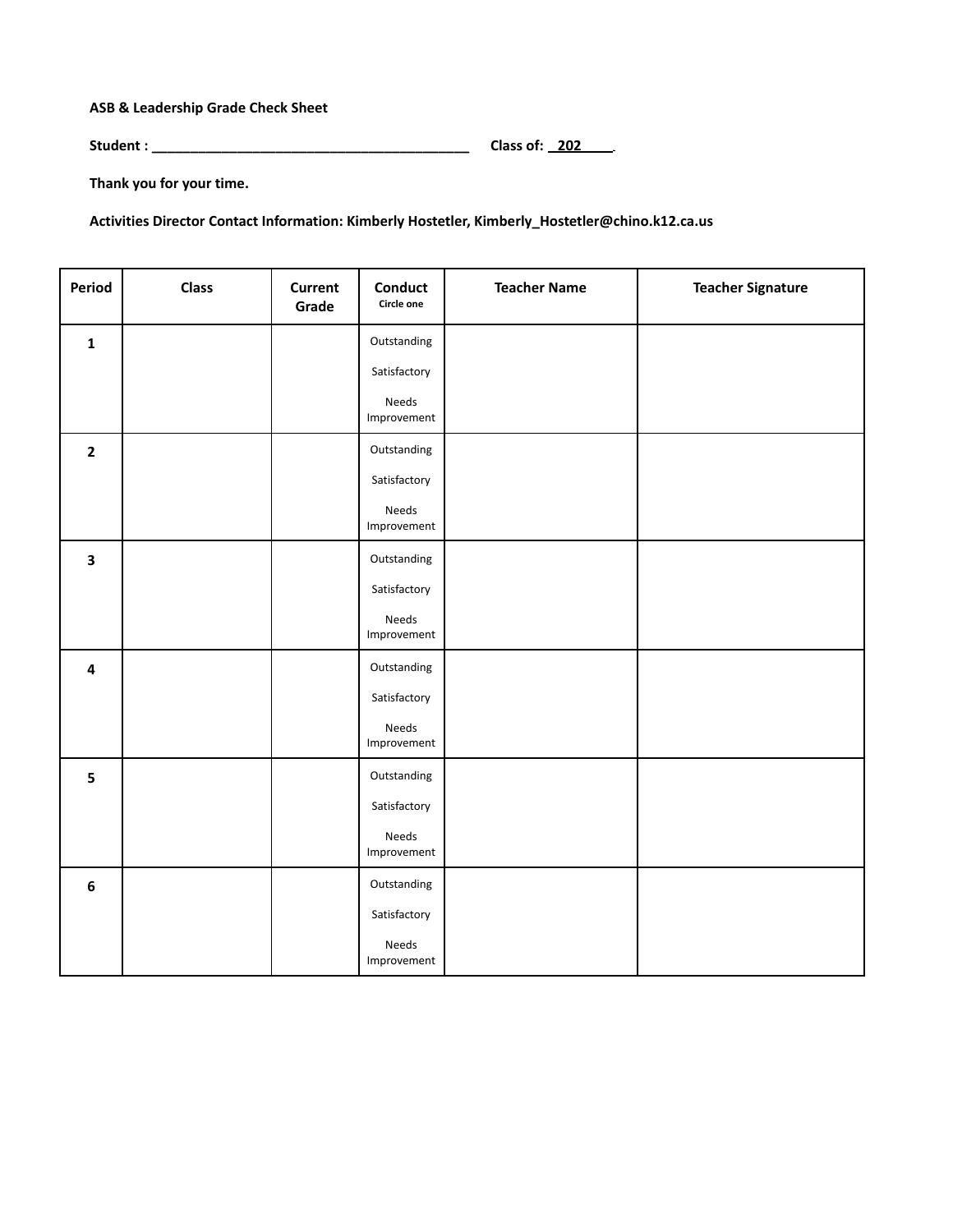**ASB & Leadership Grade Check Sheet**

**Student : ________________________________________ Class of: _202____.**

**Thank you for your time.**

**Activities Director Contact Information: Kimberly Hostetler, Kimberly_Hostetler@chino.k12.ca.us**

| Period | Class | Current Grade | Conduct Circle one | Teacher Name | Teacher Signature |
|---|---|---|---|---|---|
| 1 | | | Outstanding<br>Satisfactory<br>Needs Improvement | | |
| 2 | | | Outstanding<br>Satisfactory<br>Needs Improvement | | |
| 3 | | | Outstanding<br>Satisfactory<br>Needs Improvement | | |
| 4 | | | Outstanding<br>Satisfactory<br>Needs Improvement | | |
| 5 | | | Outstanding<br>Satisfactory<br>Needs Improvement | | |
| 6 | | | Outstanding<br>Satisfactory<br>Needs Improvement | | |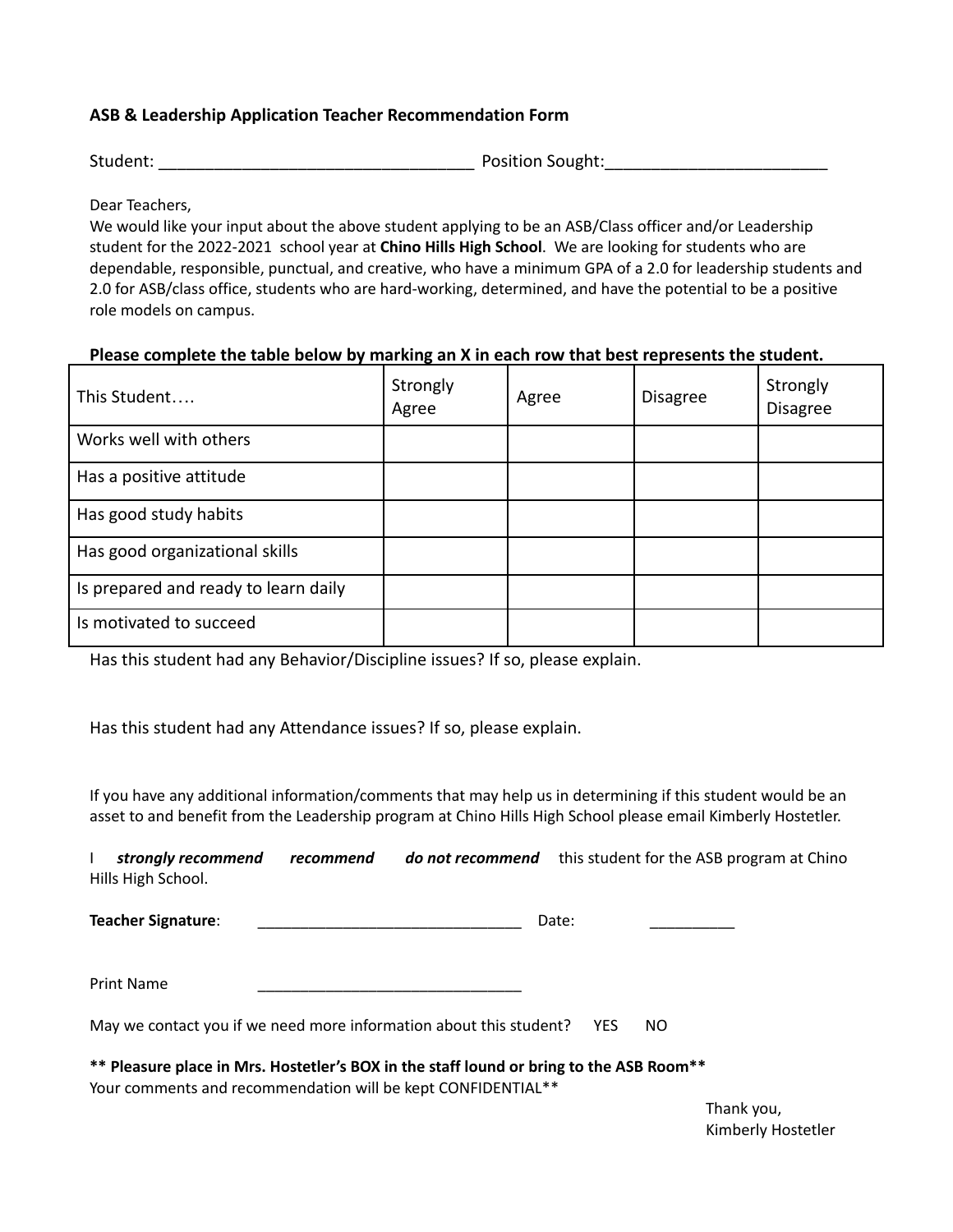**ASB & Leadership Application Teacher Recommendation Form**

Student: __________________________________ Position Sought:________________________

Dear Teachers,
We would like your input about the above student applying to be an ASB/Class officer and/or Leadership student for the 2022-2021 school year at **Chino Hills High School**. We are looking for students who are dependable, responsible, punctual, and creative, who have a minimum GPA of a 2.0 for leadership students and 2.0 for ASB/class office, students who are hard-working, determined, and have the potential to be a positive role models on campus.

**Please complete the table below by marking an X in each row that best represents the student.**

| This Student…. | Strongly Agree | Agree | Disagree | Strongly Disagree |
|---|---|---|---|---|
| Works well with others | | | | |
| Has a positive attitude | | | | |
| Has good study habits | | | | |
| Has good organizational skills | | | | |
| Is prepared and ready to learn daily | | | | |
| Is motivated to succeed | | | | |

Has this student had any Behavior/Discipline issues? If so, please explain.

Has this student had any Attendance issues? If so, please explain.

If you have any additional information/comments that may help us in determining if this student would be an asset to and benefit from the Leadership program at Chino Hills High School please email Kimberly Hostetler.

I ***strongly recommend*** ***recommend*** ***do not recommend*** this student for the ASB program at Chino Hills High School.

**Teacher Signature**: _______________________________ Date: __________

Print Name _______________________________

May we contact you if we need more information about this student? YES NO

**** Pleasure place in Mrs. Hostetler's BOX in the staff lound or bring to the ASB Room****
Your comments and recommendation will be kept CONFIDENTIAL**

Thank you,
Kimberly Hostetler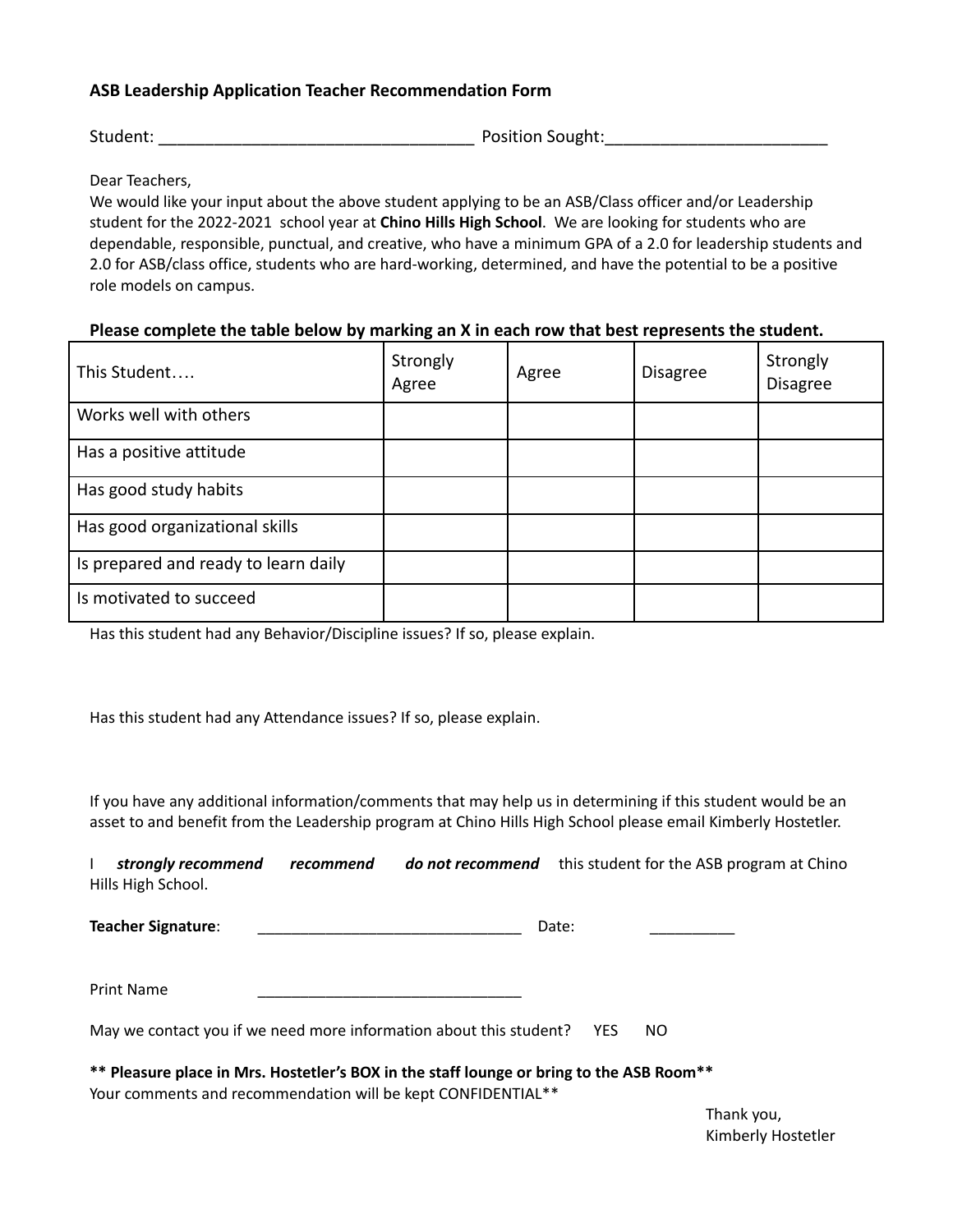**ASB Leadership Application Teacher Recommendation Form**

Student: __________________________________ Position Sought:________________________

Dear Teachers,
We would like your input about the above student applying to be an ASB/Class officer and/or Leadership student for the 2022-2021 school year at **Chino Hills High School**. We are looking for students who are dependable, responsible, punctual, and creative, who have a minimum GPA of a 2.0 for leadership students and 2.0 for ASB/class office, students who are hard-working, determined, and have the potential to be a positive role models on campus.

**Please complete the table below by marking an X in each row that best represents the student.**

| This Student…. | Strongly Agree | Agree | Disagree | Strongly Disagree |
|---|---|---|---|---|
| Works well with others | | | | |
| Has a positive attitude | | | | |
| Has good study habits | | | | |
| Has good organizational skills | | | | |
| Is prepared and ready to learn daily | | | | |
| Is motivated to succeed | | | | |

Has this student had any Behavior/Discipline issues? If so, please explain.

Has this student had any Attendance issues? If so, please explain.

If you have any additional information/comments that may help us in determining if this student would be an asset to and benefit from the Leadership program at Chino Hills High School please email Kimberly Hostetler.

I ***strongly recommend*** ***recommend*** ***do not recommend*** this student for the ASB program at Chino Hills High School.

**Teacher Signature**: _______________________________ Date: __________

Print Name _______________________________

May we contact you if we need more information about this student? YES NO

**\*\* Pleasure place in Mrs. Hostetler's BOX in the staff lounge or bring to the ASB Room\*\***
Your comments and recommendation will be kept CONFIDENTIAL**

Thank you,
Kimberly Hostetler